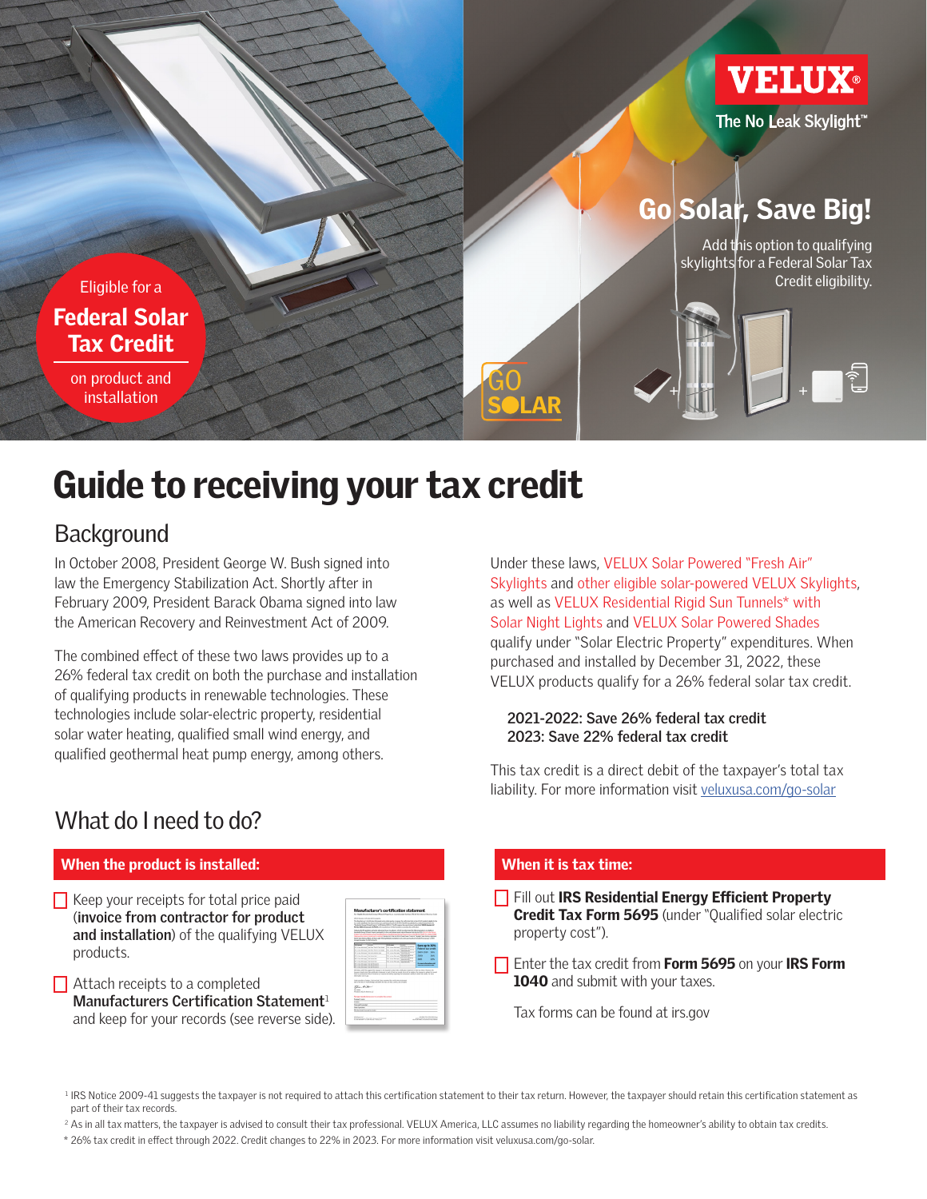Eligible for a

**Federal Solar Tax Credit**

on product and installation

**VELUX**

The No Leak Skylight™

## Go Solar, Save Big!

Add this option to qualifying skylights for a Federal Solar Tax Credit eligibility.

GO SOLAR

# Guide to receiving your tax credit

## Background

In October 2008, President George W. Bush signed into law the Emergency Stabilization Act. Shortly after in February 2009, President Barack Obama signed into law the American Recovery and Reinvestment Act of 2009.

The combined effect of these two laws provides up to a 26% federal tax credit on both the purchase and installation of qualifying products in renewable technologies. These technologies include solar-electric property, residential solar water heating, qualified small wind energy, and qualified geothermal heat pump energy, among others.

Under these laws, VELUX Solar Powered "Fresh Air" Skylights and other eligible solar-powered VELUX Skylights, as well as VELUX Residential Rigid Sun Tunnels* with Solar Night Lights and VELUX Solar Powered Shades qualify under "Solar Electric Property" expenditures. When purchased and installed by December 31, 2022, these VELUX products qualify for a 26% federal solar tax credit.

**2021-2022: Save 26% federal tax credit**
**2023: Save 22% federal tax credit**

This tax credit is a direct debit of the taxpayer's total tax liability. For more information visit veluxusa.com/go-solar

## What do I need to do?

### When the product is installed:

- ☐ Keep your receipts for total price paid (**invoice from contractor for product and installation**) of the qualifying VELUX products.
- ☐ Attach receipts to a completed **Manufacturers Certification Statement**[1] and keep for your records (see reverse side).

### When it is tax time:

- ☐ Fill out **IRS Residential Energy Efficient Property Credit Tax Form 5695** (under "Qualified solar electric property cost").
- ☐ Enter the tax credit from **Form 5695** on your **IRS Form 1040** and submit with your taxes.

Tax forms can be found at irs.gov

[1] IRS Notice 2009-41 suggests the taxpayer is not required to attach this certification statement to their tax return. However, the taxpayer should retain this certification statement as part of their tax records.

[2] As in all tax matters, the taxpayer is advised to consult their tax professional. VELUX America, LLC assumes no liability regarding the homeowner's ability to obtain tax credits.

* 26% tax credit in effect through 2022. Credit changes to 22% in 2023. For more information visit veluxusa.com/go-solar.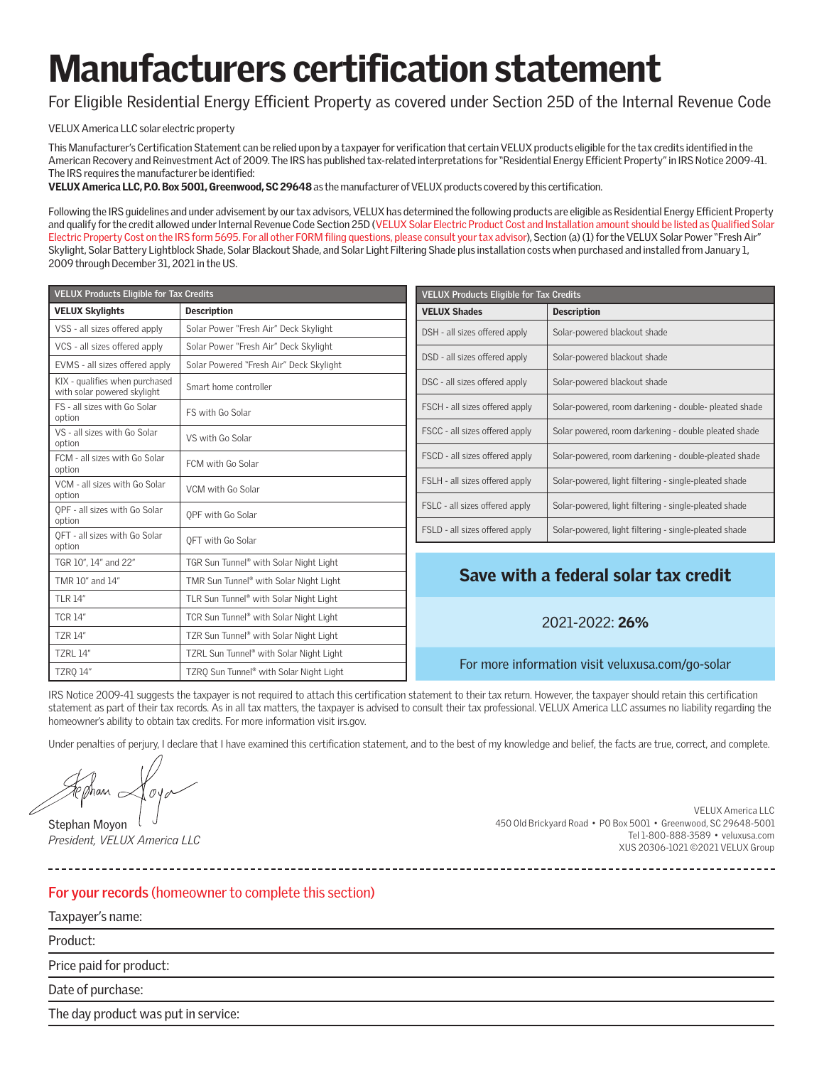# Manufacturers certification statement

For Eligible Residential Energy Efficient Property as covered under Section 25D of the Internal Revenue Code

VELUX America LLC solar electric property

This Manufacturer's Certification Statement can be relied upon by a taxpayer for verification that certain VELUX products eligible for the tax credits identified in the American Recovery and Reinvestment Act of 2009. The IRS has published tax-related interpretations for "Residential Energy Efficient Property" in IRS Notice 2009-41. The IRS requires the manufacturer be identified:

**VELUX America LLC, P.O. Box 5001, Greenwood, SC 29648** as the manufacturer of VELUX products covered by this certification.

Following the IRS guidelines and under advisement by our tax advisors, VELUX has determined the following products are eligible as Residential Energy Efficient Property and qualify for the credit allowed under Internal Revenue Code Section 25D (VELUX Solar Electric Product Cost and Installation amount should be listed as Qualified Solar Electric Property Cost on the IRS form 5695. For all other FORM filing questions, please consult your tax advisor), Section (a) (1) for the VELUX Solar Power "Fresh Air" Skylight, Solar Battery Lightblock Shade, Solar Blackout Shade, and Solar Light Filtering Shade plus installation costs when purchased and installed from January 1, 2009 through December 31, 2021 in the US.

| VELUX Products Eligible for Tax Credits | |
|---|---|
| **VELUX Skylights** | **Description** |
| VSS - all sizes offered apply | Solar Power "Fresh Air" Deck Skylight |
| VCS - all sizes offered apply | Solar Power "Fresh Air" Deck Skylight |
| EVMS - all sizes offered apply | Solar Powered "Fresh Air" Deck Skylight |
| KIX - qualifies when purchased with solar powered skylight | Smart home controller |
| FS - all sizes with Go Solar option | FS with Go Solar |
| VS - all sizes with Go Solar option | VS with Go Solar |
| FCM - all sizes with Go Solar option | FCM with Go Solar |
| VCM - all sizes with Go Solar option | VCM with Go Solar |
| QPF - all sizes with Go Solar option | QPF with Go Solar |
| QFT - all sizes with Go Solar option | QFT with Go Solar |
| TGR 10", 14" and 22" | TGR Sun Tunnel® with Solar Night Light |
| TMR 10" and 14" | TMR Sun Tunnel® with Solar Night Light |
| TLR 14" | TLR Sun Tunnel® with Solar Night Light |
| TCR 14" | TCR Sun Tunnel® with Solar Night Light |
| TZR 14" | TZR Sun Tunnel® with Solar Night Light |
| TZRL 14" | TZRL Sun Tunnel® with Solar Night Light |
| TZRQ 14" | TZRQ Sun Tunnel® with Solar Night Light |

| VELUX Products Eligible for Tax Credits | |
|---|---|
| **VELUX Shades** | **Description** |
| DSH - all sizes offered apply | Solar-powered blackout shade |
| DSD - all sizes offered apply | Solar-powered blackout shade |
| DSC - all sizes offered apply | Solar-powered blackout shade |
| FSCH - all sizes offered apply | Solar-powered, room darkening - double- pleated shade |
| FSCC - all sizes offered apply | Solar powered, room darkening - double pleated shade |
| FSCD - all sizes offered apply | Solar-powered, room darkening - double-pleated shade |
| FSLH - all sizes offered apply | Solar-powered, light filtering - single-pleated shade |
| FSLC - all sizes offered apply | Solar-powered, light filtering - single-pleated shade |
| FSLD - all sizes offered apply | Solar-powered, light filtering - single-pleated shade |

**Save with a federal solar tax credit**

2021-2022: **26%**

For more information visit veluxusa.com/go-solar

IRS Notice 2009-41 suggests the taxpayer is not required to attach this certification statement to their tax return. However, the taxpayer should retain this certification statement as part of their tax records. As in all tax matters, the taxpayer is advised to consult their tax professional. VELUX America LLC assumes no liability regarding the homeowner's ability to obtain tax credits. For more information visit irs.gov.

Under penalties of perjury, I declare that I have examined this certification statement, and to the best of my knowledge and belief, the facts are true, correct, and complete.

Stephan Moyon
*President, VELUX America LLC*

VELUX America LLC
450 Old Brickyard Road • PO Box 5001 • Greenwood, SC 29648-5001
Tel 1-800-888-3589 • veluxusa.com
XUS 20306-1021 ©2021 VELUX Group

**For your records** (homeowner to complete this section)

Taxpayer's name:

Product:

Price paid for product:

Date of purchase:

The day product was put in service: